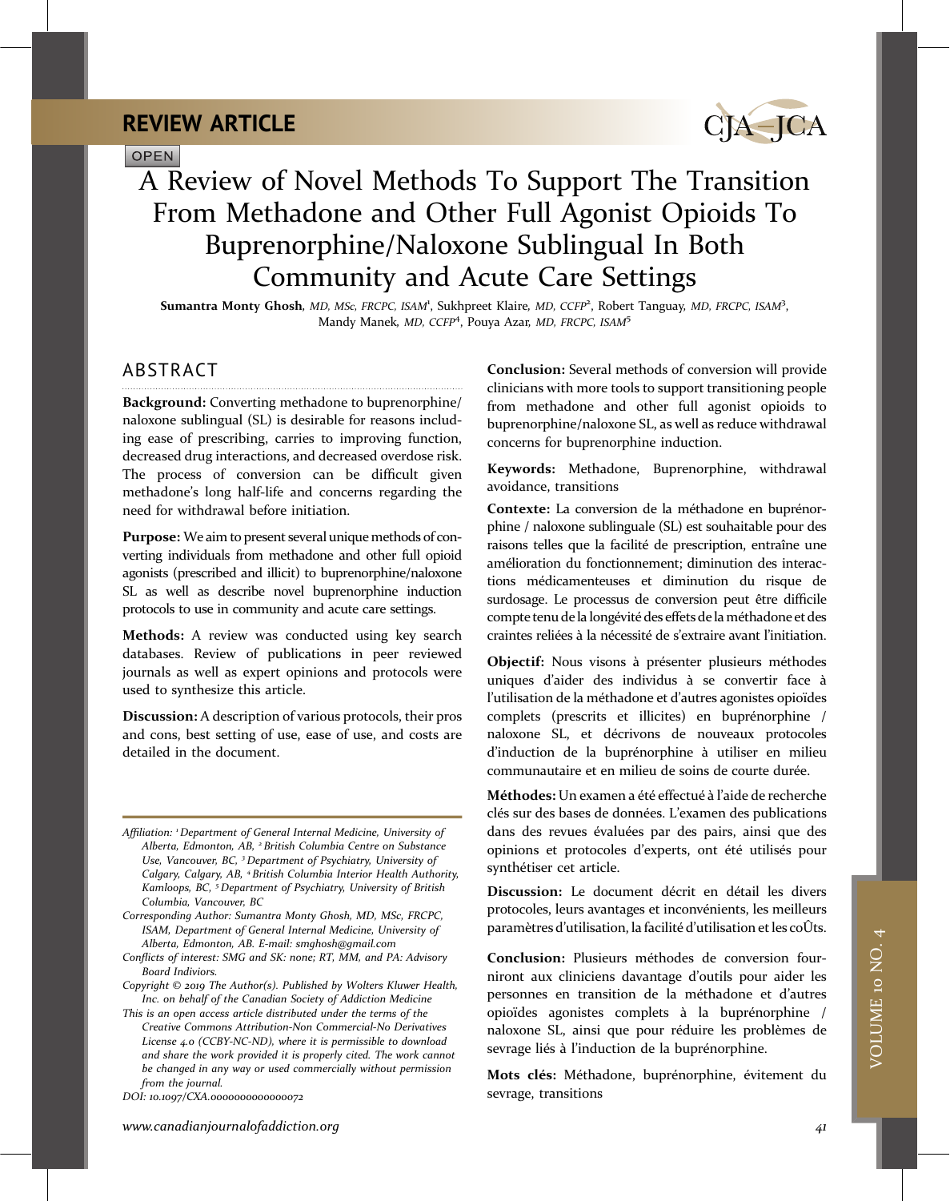REVIEW ARTICLE

OPEN

# A Review of Novel Methods To Support The Transition From Methadone and Other Full Agonist Opioids To Buprenorphine/Naloxone Sublingual In Both Community and Acute Care Settings

**Sumantra Monty Ghosh**, *MD, MSc, FRCPC, ISAM*[1], Sukhpreet Klaire, *MD, CCFP*[2], Robert Tanguay, *MD, FRCPC, ISAM*[3], Mandy Manek, *MD, CCFP*[4], Pouya Azar, *MD, FRCPC, ISAM*[5]

## ABSTRACT

**Background:** Converting methadone to buprenorphine/naloxone sublingual (SL) is desirable for reasons including ease of prescribing, carries to improving function, decreased drug interactions, and decreased overdose risk. The process of conversion can be difficult given methadone's long half-life and concerns regarding the need for withdrawal before initiation.

**Purpose:** We aim to present several unique methods of converting individuals from methadone and other full opioid agonists (prescribed and illicit) to buprenorphine/naloxone SL as well as describe novel buprenorphine induction protocols to use in community and acute care settings.

**Methods:** A review was conducted using key search databases. Review of publications in peer reviewed journals as well as expert opinions and protocols were used to synthesize this article.

**Discussion:** A description of various protocols, their pros and cons, best setting of use, ease of use, and costs are detailed in the document.

**Conclusion:** Several methods of conversion will provide clinicians with more tools to support transitioning people from methadone and other full agonist opioids to buprenorphine/naloxone SL, as well as reduce withdrawal concerns for buprenorphine induction.

**Keywords:** Methadone, Buprenorphine, withdrawal avoidance, transitions

**Contexte:** La conversion de la méthadone en buprénorphine / naloxone sublinguale (SL) est souhaitable pour des raisons telles que la facilité de prescription, entraîne une amélioration du fonctionnement; diminution des interactions médicamenteuses et diminution du risque de surdosage. Le processus de conversion peut être difficile compte tenu de la longévité des effets de la méthadone et des craintes reliées à la nécessité de s'extraire avant l'initiation.

**Objectif:** Nous visons à présenter plusieurs méthodes uniques d'aider des individus à se convertir face à l'utilisation de la méthadone et d'autres agonistes opioïdes complets (prescrits et illicites) en buprénorphine / naloxone SL, et décrivons de nouveaux protocoles d'induction de la buprénorphine à utiliser en milieu communautaire et en milieu de soins de courte durée.

**Méthodes:** Un examen a été effectué à l'aide de recherche clés sur des bases de données. L'examen des publications dans des revues évaluées par des pairs, ainsi que des opinions et protocoles d'experts, ont été utilisés pour synthétiser cet article.

**Discussion:** Le document décrit en détail les divers protocoles, leurs avantages et inconvénients, les meilleurs paramètres d'utilisation, la facilité d'utilisation et les coÛts.

**Conclusion:** Plusieurs méthodes de conversion fourniront aux cliniciens davantage d'outils pour aider les personnes en transition de la méthadone et d'autres opioïdes agonistes complets à la buprénorphine / naloxone SL, ainsi que pour réduire les problèmes de sevrage liés à l'induction de la buprénorphine.

**Mots clés:** Méthadone, buprénorphine, évitement du sevrage, transitions

---

*Affiliation:* [1] *Department of General Internal Medicine, University of Alberta, Edmonton, AB,* [2] *British Columbia Centre on Substance Use, Vancouver, BC,* [3] *Department of Psychiatry, University of Calgary, Calgary, AB,* [4] *British Columbia Interior Health Authority, Kamloops, BC,* [5] *Department of Psychiatry, University of British Columbia, Vancouver, BC*

*Corresponding Author: Sumantra Monty Ghosh, MD, MSc, FRCPC, ISAM, Department of General Internal Medicine, University of Alberta, Edmonton, AB. E-mail: smghosh@gmail.com*

*Conflicts of interest: SMG and SK: none; RT, MM, and PA: Advisory Board Indiviors.*

*Copyright © 2019 The Author(s). Published by Wolters Kluwer Health, Inc. on behalf of the Canadian Society of Addiction Medicine*

*This is an open access article distributed under the terms of the Creative Commons Attribution-Non Commercial-No Derivatives License 4.0 (CCBY-NC-ND), where it is permissible to download and share the work provided it is properly cited. The work cannot be changed in any way or used commercially without permission from the journal.*

*DOI: 10.1097/CXA.0000000000000072*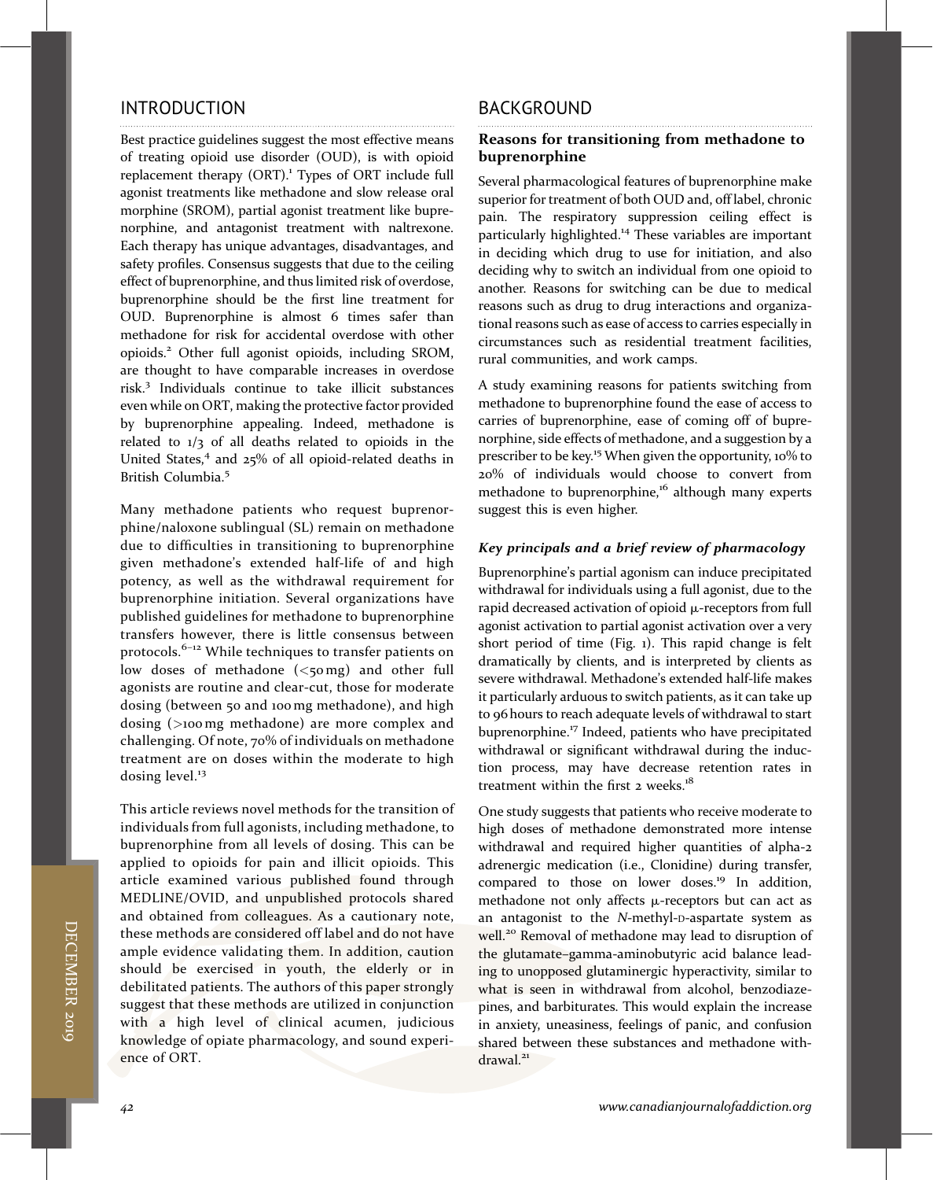## INTRODUCTION

Best practice guidelines suggest the most effective means of treating opioid use disorder (OUD), is with opioid replacement therapy (ORT).[1] Types of ORT include full agonist treatments like methadone and slow release oral morphine (SROM), partial agonist treatment like buprenorphine, and antagonist treatment with naltrexone. Each therapy has unique advantages, disadvantages, and safety profiles. Consensus suggests that due to the ceiling effect of buprenorphine, and thus limited risk of overdose, buprenorphine should be the first line treatment for OUD. Buprenorphine is almost 6 times safer than methadone for risk for accidental overdose with other opioids.[2] Other full agonist opioids, including SROM, are thought to have comparable increases in overdose risk.[3] Individuals continue to take illicit substances even while on ORT, making the protective factor provided by buprenorphine appealing. Indeed, methadone is related to 1/3 of all deaths related to opioids in the United States,[4] and 25% of all opioid-related deaths in British Columbia.[5]

Many methadone patients who request buprenorphine/naloxone sublingual (SL) remain on methadone due to difficulties in transitioning to buprenorphine given methadone's extended half-life of and high potency, as well as the withdrawal requirement for buprenorphine initiation. Several organizations have published guidelines for methadone to buprenorphine transfers however, there is little consensus between protocols.[6–12] While techniques to transfer patients on low doses of methadone (<50 mg) and other full agonists are routine and clear-cut, those for moderate dosing (between 50 and 100 mg methadone), and high dosing (>100 mg methadone) are more complex and challenging. Of note, 70% of individuals on methadone treatment are on doses within the moderate to high dosing level.[13]

This article reviews novel methods for the transition of individuals from full agonists, including methadone, to buprenorphine from all levels of dosing. This can be applied to opioids for pain and illicit opioids. This article examined various published found through MEDLINE/OVID, and unpublished protocols shared and obtained from colleagues. As a cautionary note, these methods are considered off label and do not have ample evidence validating them. In addition, caution should be exercised in youth, the elderly or in debilitated patients. The authors of this paper strongly suggest that these methods are utilized in conjunction with a high level of clinical acumen, judicious knowledge of opiate pharmacology, and sound experience of ORT.

## BACKGROUND

### Reasons for transitioning from methadone to buprenorphine

Several pharmacological features of buprenorphine make superior for treatment of both OUD and, off label, chronic pain. The respiratory suppression ceiling effect is particularly highlighted.[14] These variables are important in deciding which drug to use for initiation, and also deciding why to switch an individual from one opioid to another. Reasons for switching can be due to medical reasons such as drug to drug interactions and organizational reasons such as ease of access to carries especially in circumstances such as residential treatment facilities, rural communities, and work camps.

A study examining reasons for patients switching from methadone to buprenorphine found the ease of access to carries of buprenorphine, ease of coming off of buprenorphine, side effects of methadone, and a suggestion by a prescriber to be key.[15] When given the opportunity, 10% to 20% of individuals would choose to convert from methadone to buprenorphine,[16] although many experts suggest this is even higher.

### *Key principals and a brief review of pharmacology*

Buprenorphine's partial agonism can induce precipitated withdrawal for individuals using a full agonist, due to the rapid decreased activation of opioid μ-receptors from full agonist activation to partial agonist activation over a very short period of time (Fig. 1). This rapid change is felt dramatically by clients, and is interpreted by clients as severe withdrawal. Methadone's extended half-life makes it particularly arduous to switch patients, as it can take up to 96 hours to reach adequate levels of withdrawal to start buprenorphine.[17] Indeed, patients who have precipitated withdrawal or significant withdrawal during the induction process, may have decrease retention rates in treatment within the first 2 weeks.[18]

One study suggests that patients who receive moderate to high doses of methadone demonstrated more intense withdrawal and required higher quantities of alpha-2 adrenergic medication (i.e., Clonidine) during transfer, compared to those on lower doses.[19] In addition, methadone not only affects μ-receptors but can act as an antagonist to the *N*-methyl-D-aspartate system as well.[20] Removal of methadone may lead to disruption of the glutamate–gamma-aminobutyric acid balance leading to unopposed glutaminergic hyperactivity, similar to what is seen in withdrawal from alcohol, benzodiazepines, and barbiturates. This would explain the increase in anxiety, uneasiness, feelings of panic, and confusion shared between these substances and methadone withdrawal.[21]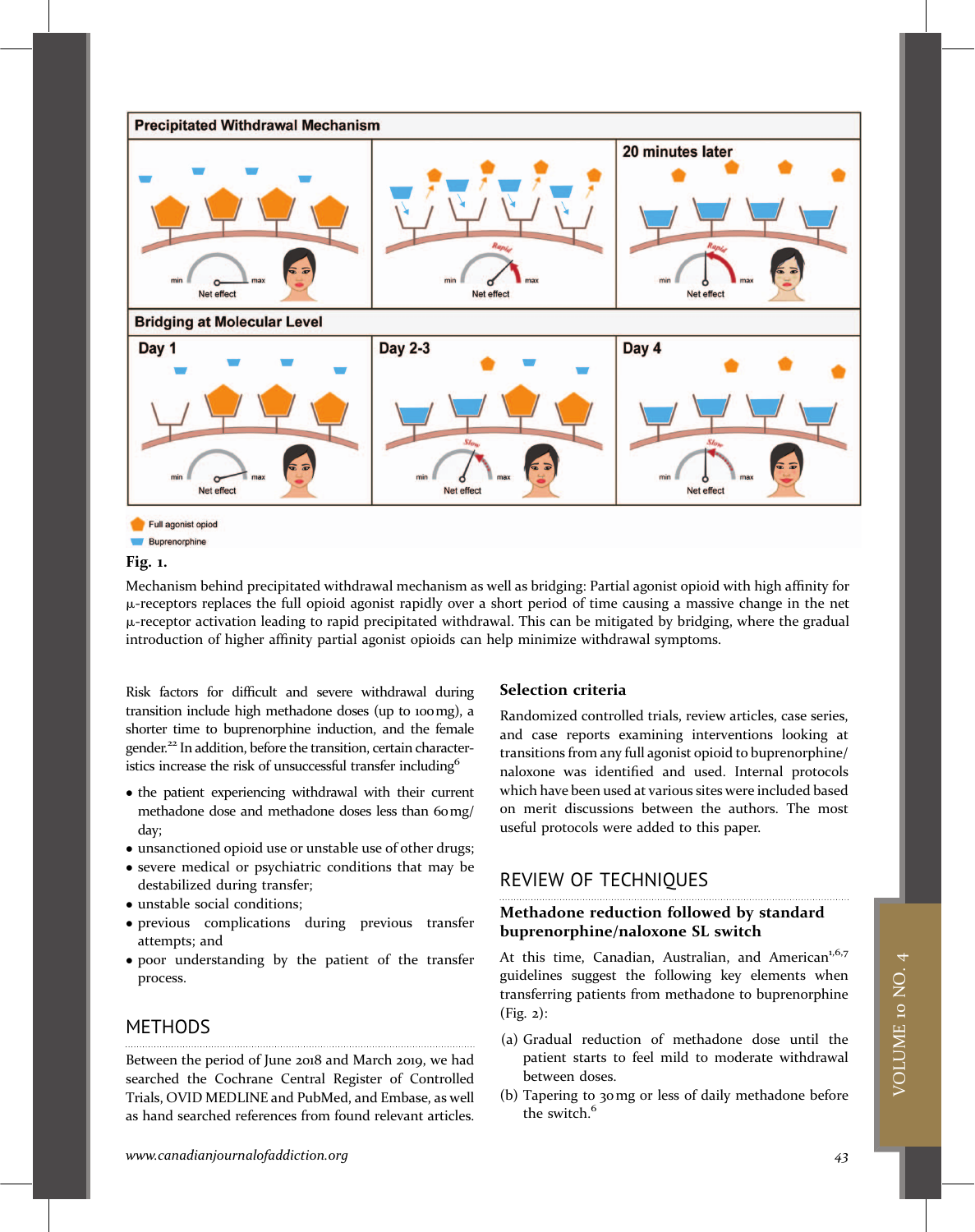**Fig. 1.**

Mechanism behind precipitated withdrawal mechanism as well as bridging: Partial agonist opioid with high affinity for μ-receptors replaces the full opioid agonist rapidly over a short period of time causing a massive change in the net μ-receptor activation leading to rapid precipitated withdrawal. This can be mitigated by bridging, where the gradual introduction of higher affinity partial agonist opioids can help minimize withdrawal symptoms.

Risk factors for difficult and severe withdrawal during transition include high methadone doses (up to 100 mg), a shorter time to buprenorphine induction, and the female gender.[22] In addition, before the transition, certain characteristics increase the risk of unsuccessful transfer including[6]

- the patient experiencing withdrawal with their current methadone dose and methadone doses less than 60 mg/day;
- unsanctioned opioid use or unstable use of other drugs;
- severe medical or psychiatric conditions that may be destabilized during transfer;
- unstable social conditions;
- previous complications during previous transfer attempts; and
- poor understanding by the patient of the transfer process.

## METHODS

Between the period of June 2018 and March 2019, we had searched the Cochrane Central Register of Controlled Trials, OVID MEDLINE and PubMed, and Embase, as well as hand searched references from found relevant articles.

### Selection criteria

Randomized controlled trials, review articles, case series, and case reports examining interventions looking at transitions from any full agonist opioid to buprenorphine/naloxone was identified and used. Internal protocols which have been used at various sites were included based on merit discussions between the authors. The most useful protocols were added to this paper.

## REVIEW OF TECHNIQUES

### Methadone reduction followed by standard buprenorphine/naloxone SL switch

At this time, Canadian, Australian, and American[1,6,7] guidelines suggest the following key elements when transferring patients from methadone to buprenorphine (Fig. 2):

(a) Gradual reduction of methadone dose until the patient starts to feel mild to moderate withdrawal between doses.

(b) Tapering to 30 mg or less of daily methadone before the switch.[6]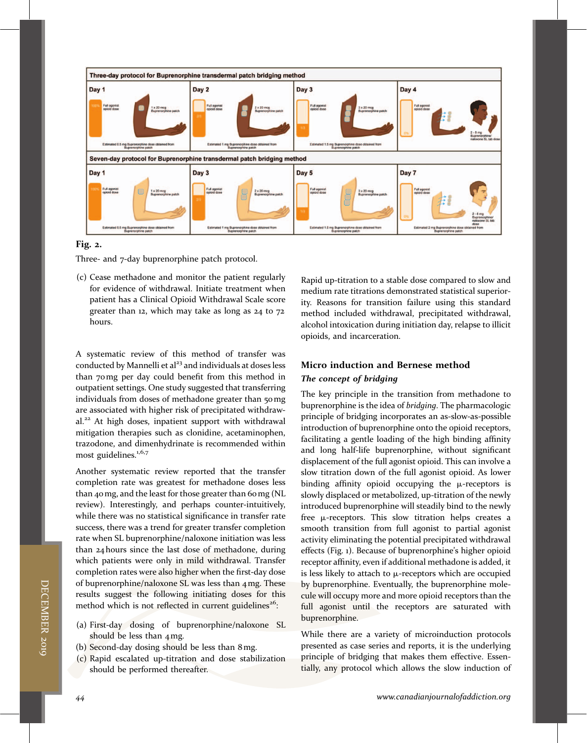**Fig. 2.**

Three- and 7-day buprenorphine patch protocol.

(c) Cease methadone and monitor the patient regularly for evidence of withdrawal. Initiate treatment when patient has a Clinical Opioid Withdrawal Scale score greater than 12, which may take as long as 24 to 72 hours.

A systematic review of this method of transfer was conducted by Mannelli et al[23] and individuals at doses less than 70 mg per day could benefit from this method in outpatient settings. One study suggested that transferring individuals from doses of methadone greater than 50 mg are associated with higher risk of precipitated withdrawal.[22] At high doses, inpatient support with withdrawal mitigation therapies such as clonidine, acetaminophen, trazodone, and dimenhydrinate is recommended within most guidelines.[1,6,7]

Another systematic review reported that the transfer completion rate was greatest for methadone doses less than 40 mg, and the least for those greater than 60 mg (NL review). Interestingly, and perhaps counter-intuitively, while there was no statistical significance in transfer rate success, there was a trend for greater transfer completion rate when SL buprenorphine/naloxone initiation was less than 24 hours since the last dose of methadone, during which patients were only in mild withdrawal. Transfer completion rates were also higher when the first-day dose of buprenorphine/naloxone SL was less than 4 mg. These results suggest the following initiating doses for this method which is not reflected in current guidelines[26]:

(a) First-day dosing of buprenorphine/naloxone SL should be less than 4 mg.
(b) Second-day dosing should be less than 8 mg.
(c) Rapid escalated up-titration and dose stabilization should be performed thereafter.

Rapid up-titration to a stable dose compared to slow and medium rate titrations demonstrated statistical superiority. Reasons for transition failure using this standard method included withdrawal, precipitated withdrawal, alcohol intoxication during initiation day, relapse to illicit opioids, and incarceration.

## Micro induction and Bernese method

### *The concept of bridging*

The key principle in the transition from methadone to buprenorphine is the idea of *bridging*. The pharmacologic principle of bridging incorporates an as-slow-as-possible introduction of buprenorphine onto the opioid receptors, facilitating a gentle loading of the high binding affinity and long half-life buprenorphine, without significant displacement of the full agonist opioid. This can involve a slow titration down of the full agonist opioid. As lower binding affinity opioid occupying the μ-receptors is slowly displaced or metabolized, up-titration of the newly introduced buprenorphine will steadily bind to the newly free μ-receptors. This slow titration helps creates a smooth transition from full agonist to partial agonist activity eliminating the potential precipitated withdrawal effects (Fig. 1). Because of buprenorphine's higher opioid receptor affinity, even if additional methadone is added, it is less likely to attach to μ-receptors which are occupied by buprenorphine. Eventually, the buprenorphine molecule will occupy more and more opioid receptors than the full agonist until the receptors are saturated with buprenorphine.

While there are a variety of microinduction protocols presented as case series and reports, it is the underlying principle of bridging that makes them effective. Essentially, any protocol which allows the slow induction of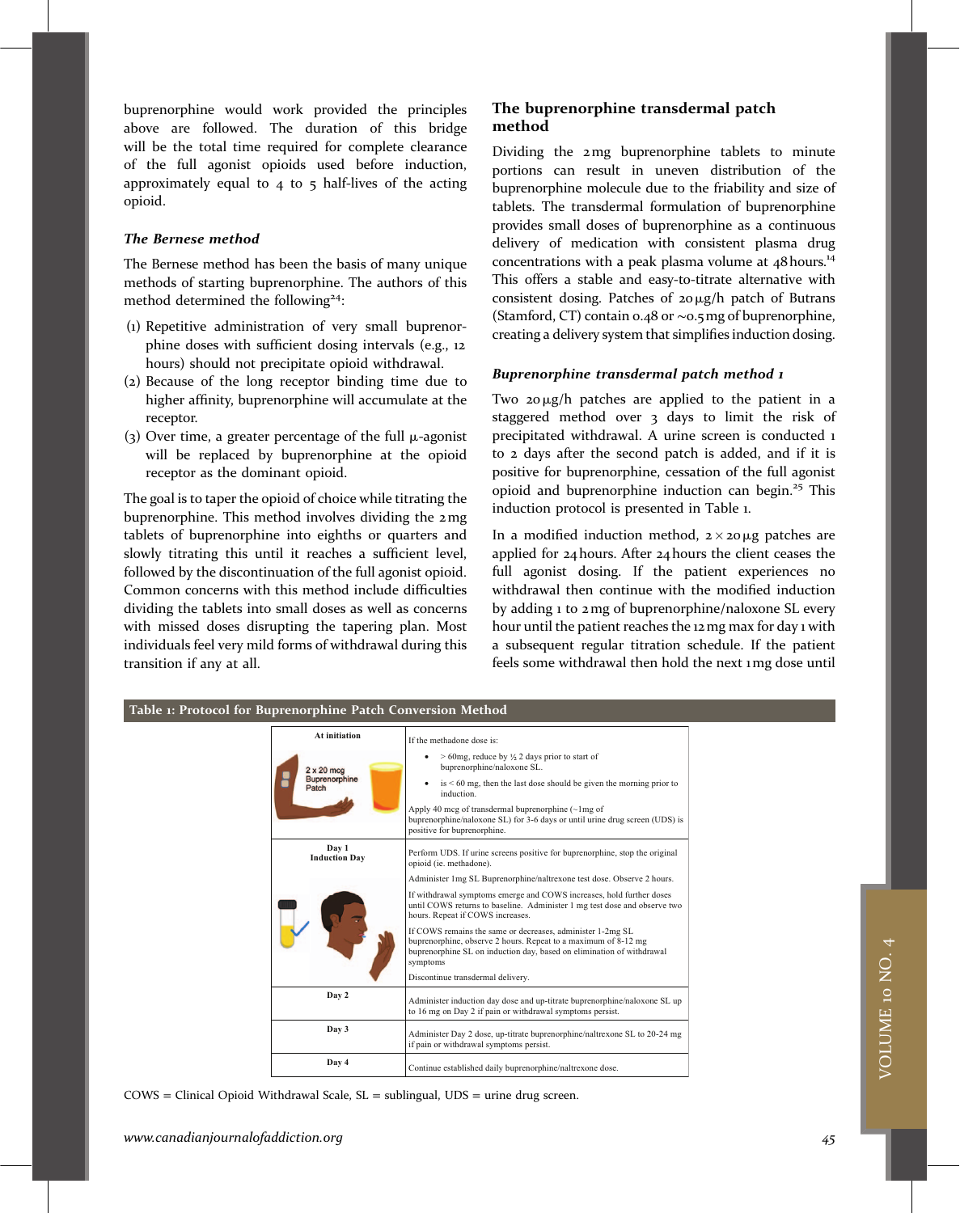buprenorphine would work provided the principles above are followed. The duration of this bridge will be the total time required for complete clearance of the full agonist opioids used before induction, approximately equal to 4 to 5 half-lives of the acting opioid.

### *The Bernese method*

The Bernese method has been the basis of many unique methods of starting buprenorphine. The authors of this method determined the following[24]:

(1) Repetitive administration of very small buprenorphine doses with sufficient dosing intervals (e.g., 12 hours) should not precipitate opioid withdrawal.
(2) Because of the long receptor binding time due to higher affinity, buprenorphine will accumulate at the receptor.
(3) Over time, a greater percentage of the full μ-agonist will be replaced by buprenorphine at the opioid receptor as the dominant opioid.

The goal is to taper the opioid of choice while titrating the buprenorphine. This method involves dividing the 2 mg tablets of buprenorphine into eighths or quarters and slowly titrating this until it reaches a sufficient level, followed by the discontinuation of the full agonist opioid. Common concerns with this method include difficulties dividing the tablets into small doses as well as concerns with missed doses disrupting the tapering plan. Most individuals feel very mild forms of withdrawal during this transition if any at all.

## The buprenorphine transdermal patch method

Dividing the 2 mg buprenorphine tablets to minute portions can result in uneven distribution of the buprenorphine molecule due to the friability and size of tablets. The transdermal formulation of buprenorphine provides small doses of buprenorphine as a continuous delivery of medication with consistent plasma drug concentrations with a peak plasma volume at 48 hours.[14] This offers a stable and easy-to-titrate alternative with consistent dosing. Patches of 20 μg/h patch of Butrans (Stamford, CT) contain 0.48 or ~0.5 mg of buprenorphine, creating a delivery system that simplifies induction dosing.

### *Buprenorphine transdermal patch method 1*

Two 20 μg/h patches are applied to the patient in a staggered method over 3 days to limit the risk of precipitated withdrawal. A urine screen is conducted 1 to 2 days after the second patch is added, and if it is positive for buprenorphine, cessation of the full agonist opioid and buprenorphine induction can begin.[25] This induction protocol is presented in Table 1.

In a modified induction method, 2 × 20 μg patches are applied for 24 hours. After 24 hours the client ceases the full agonist dosing. If the patient experiences no withdrawal then continue with the modified induction by adding 1 to 2 mg of buprenorphine/naloxone SL every hour until the patient reaches the 12 mg max for day 1 with a subsequent regular titration schedule. If the patient feels some withdrawal then hold the next 1 mg dose until

**Table 1: Protocol for Buprenorphine Patch Conversion Method**

| | |
|---|---|
| **At initiation** (2 x 20 mcg Buprenorphine Patch) | If the methadone dose is:<br>• > 60mg, reduce by ½ 2 days prior to start of buprenorphine/naloxone SL.<br>• is < 60 mg, then the last dose should be given the morning prior to induction.<br>Apply 40 mcg of transdermal buprenorphine (~1mg of buprenorphine/naloxone SL) for 3-6 days or until urine drug screen (UDS) is positive for buprenorphine. |
| **Day 1 Induction Day** | Perform UDS. If urine screens positive for buprenorphine, stop the original opioid (ie. methadone).<br>Administer 1mg SL Buprenorphine/naltrexone test dose. Observe 2 hours.<br>If withdrawal symptoms emerge and COWS increases, hold further doses until COWS returns to baseline. Administer 1 mg test dose and observe two hours. Repeat if COWS increases.<br>If COWS remains the same or decreases, administer 1-2mg SL buprenorphine, observe 2 hours. Repeat to a maximum of 8-12 mg buprenorphine SL on induction day, based on elimination of withdrawal symptoms<br>Discontinue transdermal delivery. |
| **Day 2** | Administer induction day dose and up-titrate buprenorphine/naloxone SL up to 16 mg on Day 2 if pain or withdrawal symptoms persist. |
| **Day 3** | Administer Day 2 dose, up-titrate buprenorphine/naltrexone SL to 20-24 mg if pain or withdrawal symptoms persist. |
| **Day 4** | Continue established daily buprenorphine/naltrexone dose. |

COWS = Clinical Opioid Withdrawal Scale, SL = sublingual, UDS = urine drug screen.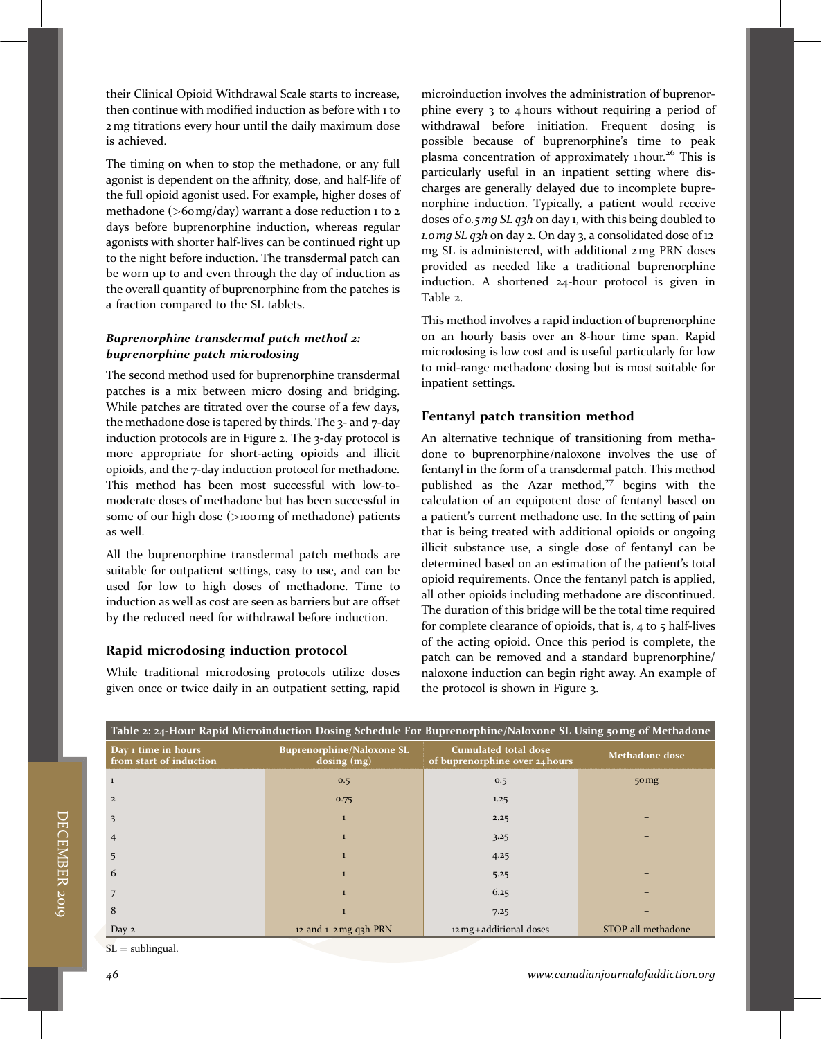their Clinical Opioid Withdrawal Scale starts to increase, then continue with modified induction as before with 1 to 2 mg titrations every hour until the daily maximum dose is achieved.

The timing on when to stop the methadone, or any full agonist is dependent on the affinity, dose, and half-life of the full opioid agonist used. For example, higher doses of methadone (>60 mg/day) warrant a dose reduction 1 to 2 days before buprenorphine induction, whereas regular agonists with shorter half-lives can be continued right up to the night before induction. The transdermal patch can be worn up to and even through the day of induction as the overall quantity of buprenorphine from the patches is a fraction compared to the SL tablets.

***Buprenorphine transdermal patch method 2: buprenorphine patch microdosing***

The second method used for buprenorphine transdermal patches is a mix between micro dosing and bridging. While patches are titrated over the course of a few days, the methadone dose is tapered by thirds. The 3- and 7-day induction protocols are in Figure 2. The 3-day protocol is more appropriate for short-acting opioids and illicit opioids, and the 7-day induction protocol for methadone. This method has been most successful with low-to-moderate doses of methadone but has been successful in some of our high dose (>100 mg of methadone) patients as well.

All the buprenorphine transdermal patch methods are suitable for outpatient settings, easy to use, and can be used for low to high doses of methadone. Time to induction as well as cost are seen as barriers but are offset by the reduced need for withdrawal before induction.

### Rapid microdosing induction protocol

While traditional microdosing protocols utilize doses given once or twice daily in an outpatient setting, rapid microinduction involves the administration of buprenorphine every 3 to 4 hours without requiring a period of withdrawal before initiation. Frequent dosing is possible because of buprenorphine's time to peak plasma concentration of approximately 1 hour.[26] This is particularly useful in an inpatient setting where discharges are generally delayed due to incomplete buprenorphine induction. Typically, a patient would receive doses of *0.5 mg SL q3h* on day 1, with this being doubled to *1.0 mg SL q3h* on day 2. On day 3, a consolidated dose of 12 mg SL is administered, with additional 2 mg PRN doses provided as needed like a traditional buprenorphine induction. A shortened 24-hour protocol is given in Table 2.

This method involves a rapid induction of buprenorphine on an hourly basis over an 8-hour time span. Rapid microdosing is low cost and is useful particularly for low to mid-range methadone dosing but is most suitable for inpatient settings.

### Fentanyl patch transition method

An alternative technique of transitioning from methadone to buprenorphine/naloxone involves the use of fentanyl in the form of a transdermal patch. This method published as the Azar method,[27] begins with the calculation of an equipotent dose of fentanyl based on a patient's current methadone use. In the setting of pain that is being treated with additional opioids or ongoing illicit substance use, a single dose of fentanyl can be determined based on an estimation of the patient's total opioid requirements. Once the fentanyl patch is applied, all other opioids including methadone are discontinued. The duration of this bridge will be the total time required for complete clearance of opioids, that is, 4 to 5 half-lives of the acting opioid. Once this period is complete, the patch can be removed and a standard buprenorphine/naloxone induction can begin right away. An example of the protocol is shown in Figure 3.

**Table 2: 24-Hour Rapid Microinduction Dosing Schedule For Buprenorphine/Naloxone SL Using 50 mg of Methadone**

| Day 1 time in hours from start of induction | Buprenorphine/Naloxone SL dosing (mg) | Cumulated total dose of buprenorphine over 24 hours | Methadone dose |
|---|---|---|---|
| 1 | 0.5 | 0.5 | 50 mg |
| 2 | 0.75 | 1.25 | – |
| 3 | 1 | 2.25 | – |
| 4 | 1 | 3.25 | – |
| 5 | 1 | 4.25 | – |
| 6 | 1 | 5.25 | – |
| 7 | 1 | 6.25 | – |
| 8 | 1 | 7.25 | – |
| Day 2 | 12 and 1–2 mg q3h PRN | 12 mg + additional doses | STOP all methadone |

SL = sublingual.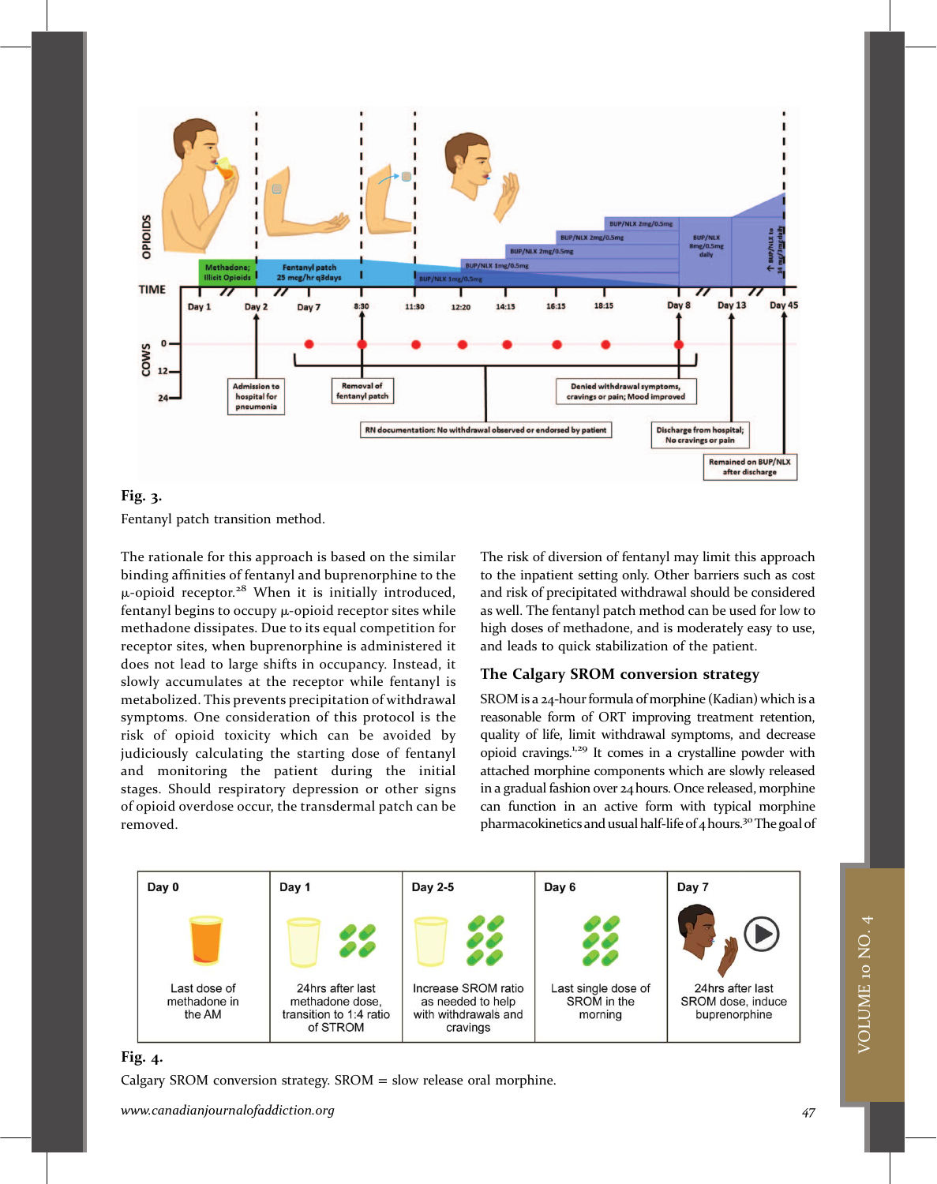**Fig. 3.**

Fentanyl patch transition method.

The rationale for this approach is based on the similar binding affinities of fentanyl and buprenorphine to the μ-opioid receptor.[28] When it is initially introduced, fentanyl begins to occupy μ-opioid receptor sites while methadone dissipates. Due to its equal competition for receptor sites, when buprenorphine is administered it does not lead to large shifts in occupancy. Instead, it slowly accumulates at the receptor while fentanyl is metabolized. This prevents precipitation of withdrawal symptoms. One consideration of this protocol is the risk of opioid toxicity which can be avoided by judiciously calculating the starting dose of fentanyl and monitoring the patient during the initial stages. Should respiratory depression or other signs of opioid overdose occur, the transdermal patch can be removed.

The risk of diversion of fentanyl may limit this approach to the inpatient setting only. Other barriers such as cost and risk of precipitated withdrawal should be considered as well. The fentanyl patch method can be used for low to high doses of methadone, and is moderately easy to use, and leads to quick stabilization of the patient.

## The Calgary SROM conversion strategy

SROM is a 24-hour formula of morphine (Kadian) which is a reasonable form of ORT improving treatment retention, quality of life, limit withdrawal symptoms, and decrease opioid cravings.[1,29] It comes in a crystalline powder with attached morphine components which are slowly released in a gradual fashion over 24 hours. Once released, morphine can function in an active form with typical morphine pharmacokinetics and usual half-life of 4 hours.[30] The goal of

| Day 0 | Day 1 | Day 2-5 | Day 6 | Day 7 |
|---|---|---|---|---|
| Last dose of methadone in the AM | 24hrs after last methadone dose, transition to 1:4 ratio of STROM | Increase SROM ratio as needed to help with withdrawals and cravings | Last single dose of SROM in the morning | 24hrs after last SROM dose, induce buprenorphine |

**Fig. 4.**

Calgary SROM conversion strategy. SROM = slow release oral morphine.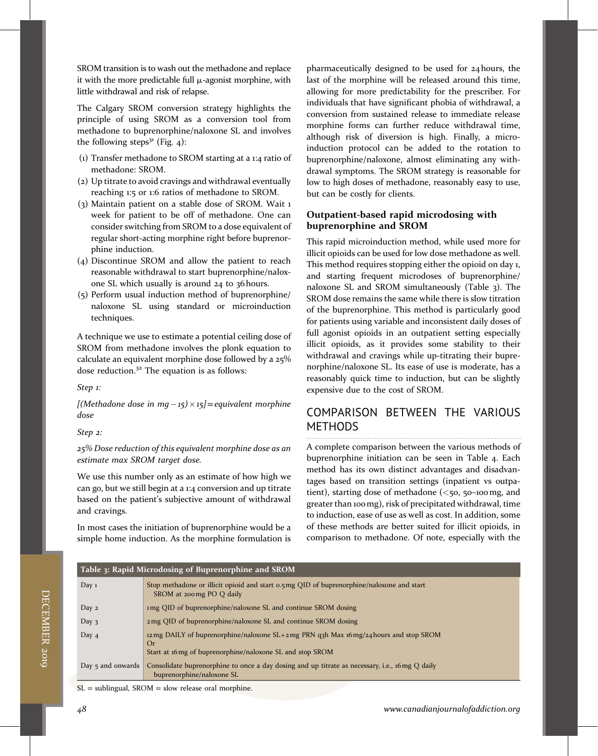SROM transition is to wash out the methadone and replace it with the more predictable full μ-agonist morphine, with little withdrawal and risk of relapse.

The Calgary SROM conversion strategy highlights the principle of using SROM as a conversion tool from methadone to buprenorphine/naloxone SL and involves the following steps[31] (Fig. 4):

(1) Transfer methadone to SROM starting at a 1:4 ratio of methadone: SROM.
(2) Up titrate to avoid cravings and withdrawal eventually reaching 1:5 or 1:6 ratios of methadone to SROM.
(3) Maintain patient on a stable dose of SROM. Wait 1 week for patient to be off of methadone. One can consider switching from SROM to a dose equivalent of regular short-acting morphine right before buprenorphine induction.
(4) Discontinue SROM and allow the patient to reach reasonable withdrawal to start buprenorphine/naloxone SL which usually is around 24 to 36 hours.
(5) Perform usual induction method of buprenorphine/naloxone SL using standard or microinduction techniques.

A technique we use to estimate a potential ceiling dose of SROM from methadone involves the plonk equation to calculate an equivalent morphine dose followed by a 25% dose reduction.[32] The equation is as follows:

*Step 1:*

*[(Methadone dose in mg − 15) × 15] = equivalent morphine dose*

*Step 2:*

*25% Dose reduction of this equivalent morphine dose as an estimate max SROM target dose.*

We use this number only as an estimate of how high we can go, but we still begin at a 1:4 conversion and up titrate based on the patient's subjective amount of withdrawal and cravings.

In most cases the initiation of buprenorphine would be a simple home induction. As the morphine formulation is pharmaceutically designed to be used for 24 hours, the last of the morphine will be released around this time, allowing for more predictability for the prescriber. For individuals that have significant phobia of withdrawal, a conversion from sustained release to immediate release morphine forms can further reduce withdrawal time, although risk of diversion is high. Finally, a microinduction protocol can be added to the rotation to buprenorphine/naloxone, almost eliminating any withdrawal symptoms. The SROM strategy is reasonable for low to high doses of methadone, reasonably easy to use, but can be costly for clients.

### Outpatient-based rapid microdosing with buprenorphine and SROM

This rapid microinduction method, while used more for illicit opioids can be used for low dose methadone as well. This method requires stopping either the opioid on day 1, and starting frequent microdoses of buprenorphine/naloxone SL and SROM simultaneously (Table 3). The SROM dose remains the same while there is slow titration of the buprenorphine. This method is particularly good for patients using variable and inconsistent daily doses of full agonist opioids in an outpatient setting especially illicit opioids, as it provides some stability to their withdrawal and cravings while up-titrating their buprenorphine/naloxone SL. Its ease of use is moderate, has a reasonably quick time to induction, but can be slightly expensive due to the cost of SROM.

## COMPARISON BETWEEN THE VARIOUS METHODS

A complete comparison between the various methods of buprenorphine initiation can be seen in Table 4. Each method has its own distinct advantages and disadvantages based on transition settings (inpatient vs outpatient), starting dose of methadone (<50, 50–100 mg, and greater than 100 mg), risk of precipitated withdrawal, time to induction, ease of use as well as cost. In addition, some of these methods are better suited for illicit opioids, in comparison to methadone. Of note, especially with the

**Table 3: Rapid Microdosing of Buprenorphine and SROM**

| | |
|---|---|
| Day 1 | Stop methadone or illicit opioid and start 0.5 mg QID of buprenorphine/naloxone and start SROM at 200 mg PO Q daily |
| Day 2 | 1 mg QID of buprenorphine/naloxone SL and continue SROM dosing |
| Day 3 | 2 mg QID of buprenorphine/naloxone SL and continue SROM dosing |
| Day 4 | 12 mg DAILY of buprenorphine/naloxone SL + 2 mg PRN q3h Max 16 mg/24 hours and stop SROM<br>Or<br>Start at 16 mg of buprenorphine/naloxone SL and stop SROM |
| Day 5 and onwards | Consolidate buprenorphine to once a day dosing and up titrate as necessary, i.e., 16 mg Q daily buprenorphine/naloxone SL |

SL = sublingual, SROM = slow release oral morphine.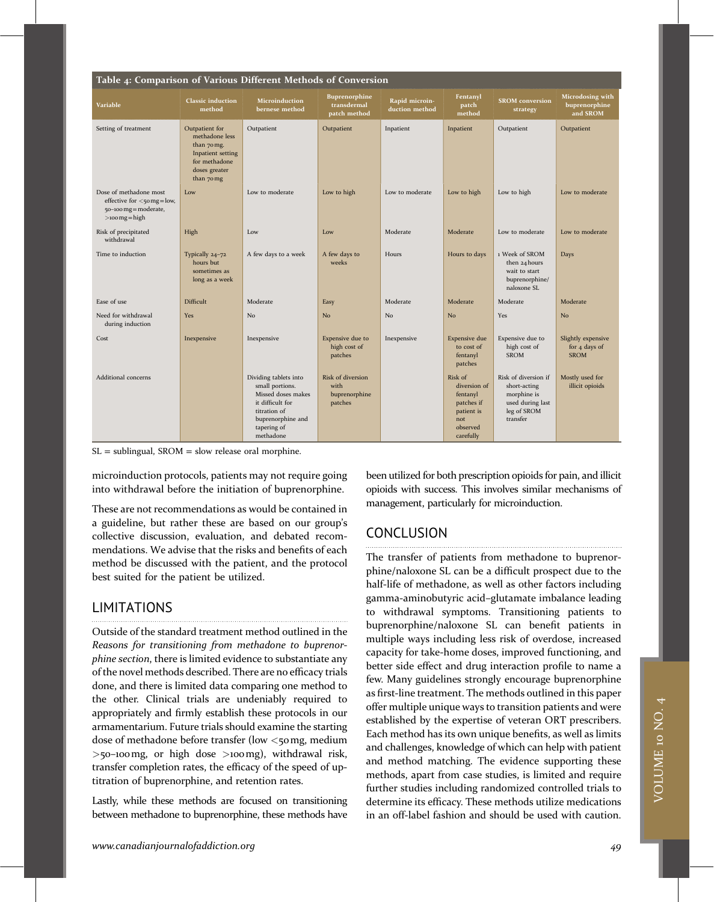**Table 4: Comparison of Various Different Methods of Conversion**

| Variable | Classic induction method | Microinduction bernese method | Buprenorphine transdermal patch method | Rapid microinduction method | Fentanyl patch method | SROM conversion strategy | Microdosing with buprenorphine and SROM |
|---|---|---|---|---|---|---|---|
| Setting of treatment | Outpatient for methadone less than 70 mg. Inpatient setting for methadone doses greater than 70 mg | Outpatient | Outpatient | Inpatient | Inpatient | Outpatient | Outpatient |
| Dose of methadone most effective for <50 mg = low, 50–100 mg = moderate, >100 mg = high | Low | Low to moderate | Low to high | Low to moderate | Low to high | Low to high | Low to moderate |
| Risk of precipitated withdrawal | High | Low | Low | Moderate | Moderate | Low to moderate | Low to moderate |
| Time to induction | Typically 24–72 hours but sometimes as long as a week | A few days to a week | A few days to weeks | Hours | Hours to days | 1 Week of SROM then 24 hours wait to start buprenorphine/naloxone SL | Days |
| Ease of use | Difficult | Moderate | Easy | Moderate | Moderate | Moderate | Moderate |
| Need for withdrawal during induction | Yes | No | No | No | No | Yes | No |
| Cost | Inexpensive | Inexpensive | Expensive due to high cost of patches | Inexpensive | Expensive due to cost of fentanyl patches | Expensive due to high cost of SROM | Slightly expensive for 4 days of SROM |
| Additional concerns | | Dividing tablets into small portions. Missed doses makes it difficult for titration of buprenorphine and tapering of methadone | Risk of diversion with buprenorphine patches | | Risk of diversion of fentanyl patches if patient is not observed carefully | Risk of diversion if short-acting morphine is used during last leg of SROM transfer | Mostly used for illicit opioids |

SL = sublingual, SROM = slow release oral morphine.

microinduction protocols, patients may not require going into withdrawal before the initiation of buprenorphine.

These are not recommendations as would be contained in a guideline, but rather these are based on our group's collective discussion, evaluation, and debated recommendations. We advise that the risks and benefits of each method be discussed with the patient, and the protocol best suited for the patient be utilized.

## LIMITATIONS

Outside of the standard treatment method outlined in the *Reasons for transitioning from methadone to buprenorphine section*, there is limited evidence to substantiate any of the novel methods described. There are no efficacy trials done, and there is limited data comparing one method to the other. Clinical trials are undeniably required to appropriately and firmly establish these protocols in our armamentarium. Future trials should examine the starting dose of methadone before transfer (low <50 mg, medium >50–100 mg, or high dose >100 mg), withdrawal risk, transfer completion rates, the efficacy of the speed of uptitration of buprenorphine, and retention rates.

Lastly, while these methods are focused on transitioning between methadone to buprenorphine, these methods have been utilized for both prescription opioids for pain, and illicit opioids with success. This involves similar mechanisms of management, particularly for microinduction.

## CONCLUSION

The transfer of patients from methadone to buprenorphine/naloxone SL can be a difficult prospect due to the half-life of methadone, as well as other factors including gamma-aminobutyric acid–glutamate imbalance leading to withdrawal symptoms. Transitioning patients to buprenorphine/naloxone SL can benefit patients in multiple ways including less risk of overdose, increased capacity for take-home doses, improved functioning, and better side effect and drug interaction profile to name a few. Many guidelines strongly encourage buprenorphine as first-line treatment. The methods outlined in this paper offer multiple unique ways to transition patients and were established by the expertise of veteran ORT prescribers. Each method has its own unique benefits, as well as limits and challenges, knowledge of which can help with patient and method matching. The evidence supporting these methods, apart from case studies, is limited and require further studies including randomized controlled trials to determine its efficacy. These methods utilize medications in an off-label fashion and should be used with caution.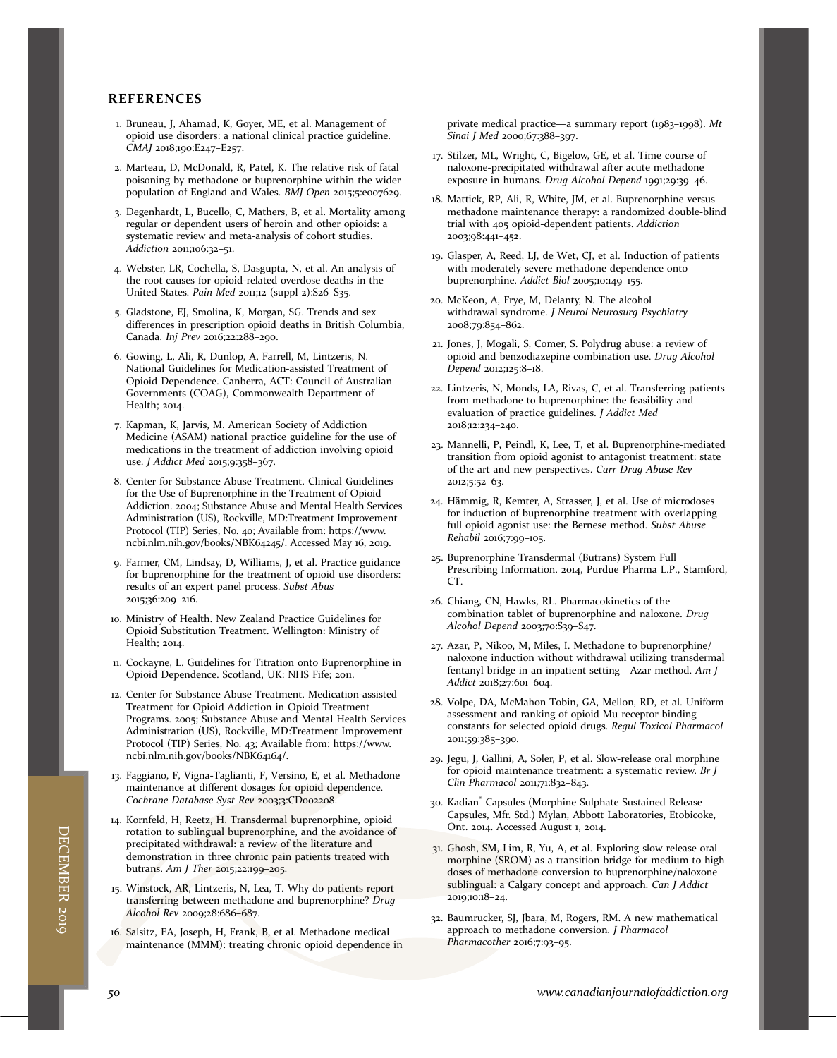## REFERENCES

1. Bruneau, J, Ahamad, K, Goyer, ME, et al. Management of opioid use disorders: a national clinical practice guideline. *CMAJ* 2018;190:E247–E257.
2. Marteau, D, McDonald, R, Patel, K. The relative risk of fatal poisoning by methadone or buprenorphine within the wider population of England and Wales. *BMJ Open* 2015;5:e007629.
3. Degenhardt, L, Bucello, C, Mathers, B, et al. Mortality among regular or dependent users of heroin and other opioids: a systematic review and meta-analysis of cohort studies. *Addiction* 2011;106:32–51.
4. Webster, LR, Cochella, S, Dasgupta, N, et al. An analysis of the root causes for opioid-related overdose deaths in the United States. *Pain Med* 2011;12 (suppl 2):S26–S35.
5. Gladstone, EJ, Smolina, K, Morgan, SG. Trends and sex differences in prescription opioid deaths in British Columbia, Canada. *Inj Prev* 2016;22:288–290.
6. Gowing, L, Ali, R, Dunlop, A, Farrell, M, Lintzeris, N. National Guidelines for Medication-assisted Treatment of Opioid Dependence. Canberra, ACT: Council of Australian Governments (COAG), Commonwealth Department of Health; 2014.
7. Kapman, K, Jarvis, M. American Society of Addiction Medicine (ASAM) national practice guideline for the use of medications in the treatment of addiction involving opioid use. *J Addict Med* 2015;9:358–367.
8. Center for Substance Abuse Treatment. Clinical Guidelines for the Use of Buprenorphine in the Treatment of Opioid Addiction. 2004; Substance Abuse and Mental Health Services Administration (US), Rockville, MD:Treatment Improvement Protocol (TIP) Series, No. 40; Available from: https://www.ncbi.nlm.nih.gov/books/NBK64245/. Accessed May 16, 2019.
9. Farmer, CM, Lindsay, D, Williams, J, et al. Practice guidance for buprenorphine for the treatment of opioid use disorders: results of an expert panel process. *Subst Abus* 2015;36:209–216.
10. Ministry of Health. New Zealand Practice Guidelines for Opioid Substitution Treatment. Wellington: Ministry of Health; 2014.
11. Cockayne, L. Guidelines for Titration onto Buprenorphine in Opioid Dependence. Scotland, UK: NHS Fife; 2011.
12. Center for Substance Abuse Treatment. Medication-assisted Treatment for Opioid Addiction in Opioid Treatment Programs. 2005; Substance Abuse and Mental Health Services Administration (US), Rockville, MD:Treatment Improvement Protocol (TIP) Series, No. 43; Available from: https://www.ncbi.nlm.nih.gov/books/NBK64164/.
13. Faggiano, F, Vigna-Taglianti, F, Versino, E, et al. Methadone maintenance at different dosages for opioid dependence. *Cochrane Database Syst Rev* 2003;3:CD002208.
14. Kornfeld, H, Reetz, H. Transdermal buprenorphine, opioid rotation to sublingual buprenorphine, and the avoidance of precipitated withdrawal: a review of the literature and demonstration in three chronic pain patients treated with butrans. *Am J Ther* 2015;22:199–205.
15. Winstock, AR, Lintzeris, N, Lea, T. Why do patients report transferring between methadone and buprenorphine? *Drug Alcohol Rev* 2009;28:686–687.
16. Salsitz, EA, Joseph, H, Frank, B, et al. Methadone medical maintenance (MMM): treating chronic opioid dependence in private medical practice—a summary report (1983–1998). *Mt Sinai J Med* 2000;67:388–397.
17. Stilzer, ML, Wright, C, Bigelow, GE, et al. Time course of naloxone-precipitated withdrawal after acute methadone exposure in humans. *Drug Alcohol Depend* 1991;29:39–46.
18. Mattick, RP, Ali, R, White, JM, et al. Buprenorphine versus methadone maintenance therapy: a randomized double-blind trial with 405 opioid-dependent patients. *Addiction* 2003;98:441–452.
19. Glasper, A, Reed, LJ, de Wet, CJ, et al. Induction of patients with moderately severe methadone dependence onto buprenorphine. *Addict Biol* 2005;10:149–155.
20. McKeon, A, Frye, M, Delanty, N. The alcohol withdrawal syndrome. *J Neurol Neurosurg Psychiatry* 2008;79:854–862.
21. Jones, J, Mogali, S, Comer, S. Polydrug abuse: a review of opioid and benzodiazepine combination use. *Drug Alcohol Depend* 2012;125:8–18.
22. Lintzeris, N, Monds, LA, Rivas, C, et al. Transferring patients from methadone to buprenorphine: the feasibility and evaluation of practice guidelines. *J Addict Med* 2018;12:234–240.
23. Mannelli, P, Peindl, K, Lee, T, et al. Buprenorphine-mediated transition from opioid agonist to antagonist treatment: state of the art and new perspectives. *Curr Drug Abuse Rev* 2012;5:52–63.
24. Hämmig, R, Kemter, A, Strasser, J, et al. Use of microdoses for induction of buprenorphine treatment with overlapping full opioid agonist use: the Bernese method. *Subst Abuse Rehabil* 2016;7:99–105.
25. Buprenorphine Transdermal (Butrans) System Full Prescribing Information. 2014, Purdue Pharma L.P., Stamford, CT.
26. Chiang, CN, Hawks, RL. Pharmacokinetics of the combination tablet of buprenorphine and naloxone. *Drug Alcohol Depend* 2003;70:S39–S47.
27. Azar, P, Nikoo, M, Miles, I. Methadone to buprenorphine/naloxone induction without withdrawal utilizing transdermal fentanyl bridge in an inpatient setting—Azar method. *Am J Addict* 2018;27:601–604.
28. Volpe, DA, McMahon Tobin, GA, Mellon, RD, et al. Uniform assessment and ranking of opioid Mu receptor binding constants for selected opioid drugs. *Regul Toxicol Pharmacol* 2011;59:385–390.
29. Jegu, J, Gallini, A, Soler, P, et al. Slow-release oral morphine for opioid maintenance treatment: a systematic review. *Br J Clin Pharmacol* 2011;71:832–843.
30. Kadian® Capsules (Morphine Sulphate Sustained Release Capsules, Mfr. Std.) Mylan, Abbott Laboratories, Etobicoke, Ont. 2014. Accessed August 1, 2014.
31. Ghosh, SM, Lim, R, Yu, A, et al. Exploring slow release oral morphine (SROM) as a transition bridge for medium to high doses of methadone conversion to buprenorphine/naloxone sublingual: a Calgary concept and approach. *Can J Addict* 2019;10:18–24.
32. Baumrucker, SJ, Jbara, M, Rogers, RM. A new mathematical approach to methadone conversion. *J Pharmacol Pharmacother* 2016;7:93–95.